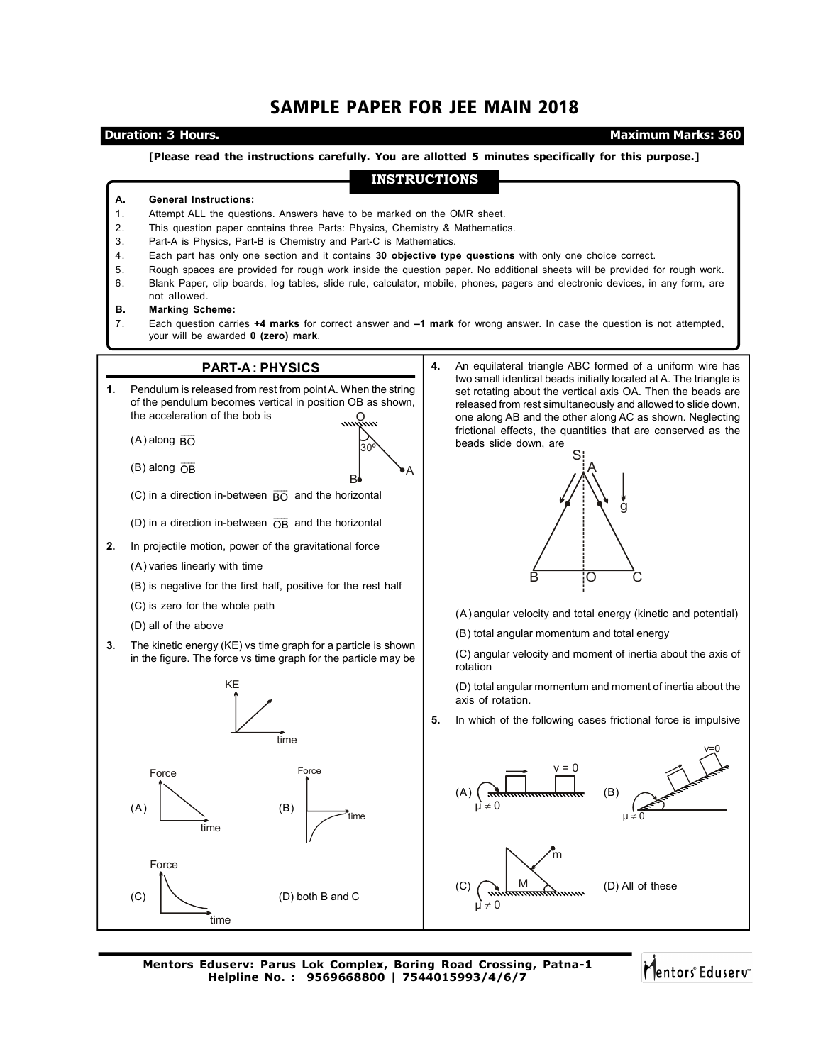# SAMPLE PAPER FOR JEE MAIN 2018

**Duration: 3 Hours.** **Maximum Marks: 360**

**[Please read the instructions carefully. You are allotted 5 minutes specifically for this purpose.]**

## INSTRUCTIONS

**A. General Instructions:**

1. Attempt ALL the questions. Answers have to be marked on the OMR sheet.
2. This question paper contains three Parts: Physics, Chemistry & Mathematics.
3. Part-A is Physics, Part-B is Chemistry and Part-C is Mathematics.
4. Each part has only one section and it contains **30 objective type questions** with only one choice correct.
5. Rough spaces are provided for rough work inside the question paper. No additional sheets will be provided for rough work.
6. Blank Paper, clip boards, log tables, slide rule, calculator, mobile, phones, pagers and electronic devices, in any form, are not allowed.

**B. Marking Scheme:**

7. Each question carries **+4 marks** for correct answer and **–1 mark** for wrong answer. In case the question is not attempted, your will be awarded **0 (zero) mark**.

## PART-A : PHYSICS

**1.** Pendulum is released from rest from point A. When the string of the pendulum becomes vertical in position OB as shown, the acceleration of the bob is

(A) along $\overrightarrow{BO}$

(B) along $\overrightarrow{OB}$

(C) in a direction in-between $\overrightarrow{BO}$ and the horizontal

(D) in a direction in-between $\overrightarrow{OB}$ and the horizontal

**2.** In projectile motion, power of the gravitational force

(A) varies linearly with time

(B) is negative for the first half, positive for the rest half

(C) is zero for the whole path

(D) all of the above

**3.** The kinetic energy (KE) vs time graph for a particle is shown in the figure. The force vs time graph for the particle may be

(A) (B) (C) (D) both B and C

**4.** An equilateral triangle ABC formed of a uniform wire has two small identical beads initially located at A. The triangle is set rotating about the vertical axis OA. Then the beads are released from rest simultaneously and allowed to slide down, one along AB and the other along AC as shown. Neglecting frictional effects, the quantities that are conserved as the beads slide down, are

(A) angular velocity and total energy (kinetic and potential)

(B) total angular momentum and total energy

(C) angular velocity and moment of inertia about the axis of rotation

(D) total angular momentum and moment of inertia about the axis of rotation.

**5.** In which of the following cases frictional force is impulsive

(A) $\mu \neq 0$ (B) $\mu \neq 0$

(C) $\mu \neq 0$ (D) All of these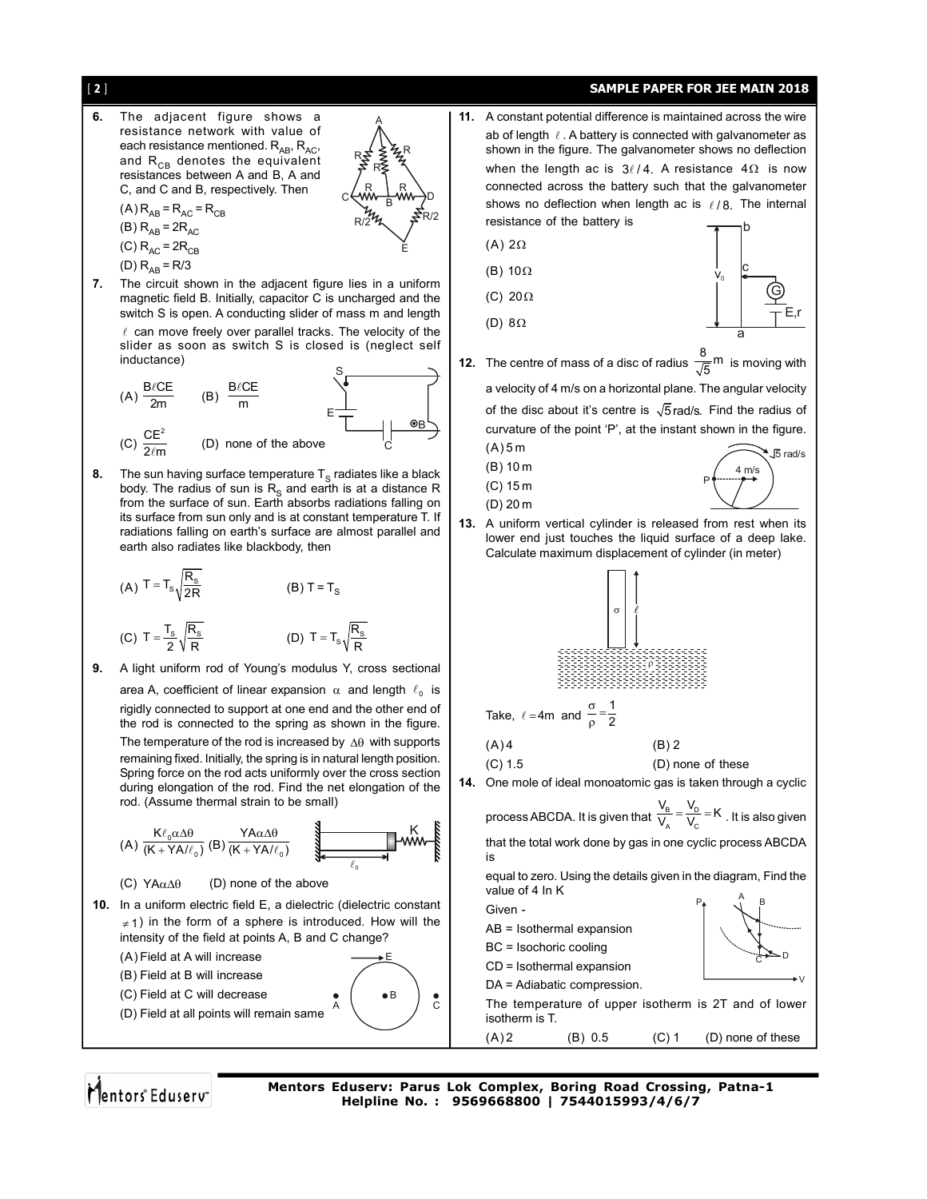**6.** The adjacent figure shows a resistance network with value of each resistance mentioned. $R_{AB}$, $R_{AC}$, and $R_{CB}$ denotes the equivalent resistances between A and B, A and C, and C and B, respectively. Then

(A) $R_{AB} = R_{AC} = R_{CB}$

(B) $R_{AB} = 2R_{AC}$

(C) $R_{AC} = 2R_{CB}$

(D) $R_{AB} = R/3$

**7.** The circuit shown in the adjacent figure lies in a uniform magnetic field B. Initially, capacitor C is uncharged and the switch S is open. A conducting slider of mass m and length $\ell$ can move freely over parallel tracks. The velocity of the slider as soon as switch S is closed is (neglect self inductance)

(A) $\frac{B\ell CE}{2m}$ (B) $\frac{B\ell CE}{m}$

(C) $\frac{CE^2}{2\ell m}$ (D) none of the above

**8.** The sun having surface temperature $T_S$ radiates like a black body. The radius of sun is $R_S$ and earth is at a distance R from the surface of sun. Earth absorbs radiations falling on its surface from sun only and is at constant temperature T. If radiations falling on earth's surface are almost parallel and earth also radiates like blackbody, then

(A) $T = T_S\sqrt{\frac{R_S}{2R}}$ (B) $T = T_S$

(C) $T = \frac{T_S}{2}\sqrt{\frac{R_S}{R}}$ (D) $T = T_S\sqrt{\frac{R_S}{R}}$

**9.** A light uniform rod of Young's modulus Y, cross sectional area A, coefficient of linear expansion $\alpha$ and length $\ell_0$ is rigidly connected to support at one end and the other end of the rod is connected to the spring as shown in the figure. The temperature of the rod is increased by $\Delta\theta$ with supports remaining fixed. Initially, the spring is in natural length position. Spring force on the rod acts uniformly over the cross section during elongation of the rod. Find the net elongation of the rod. (Assume thermal strain to be small)

(A) $\frac{K\ell_0\alpha\Delta\theta}{(K + YA/\ell_0)}$ (B) $\frac{YA\alpha\Delta\theta}{(K + YA/\ell_0)}$

(C) $YA\alpha\Delta\theta$ (D) none of the above

**10.** In a uniform electric field E, a dielectric (dielectric constant $\neq 1$) in the form of a sphere is introduced. How will the intensity of the field at points A, B and C change?

(A) Field at A will increase

(B) Field at B will increase

(C) Field at C will decrease

(D) Field at all points will remain same

**11.** A constant potential difference is maintained across the wire ab of length $\ell$. A battery is connected with galvanometer as shown in the figure. The galvanometer shows no deflection when the length ac is $3\ell/4$. A resistance $4\Omega$ is now connected across the battery such that the galvanometer shows no deflection when length ac is $\ell/8$. The internal resistance of the battery is

(A) $2\Omega$

(B) $10\Omega$

(C) $20\Omega$

(D) $8\Omega$

**12.** The centre of mass of a disc of radius $\frac{8}{\sqrt{5}}$m is moving with a velocity of 4 m/s on a horizontal plane. The angular velocity of the disc about it's centre is $\sqrt{5}$ rad/s. Find the radius of curvature of the point 'P', at the instant shown in the figure.

(A) 5 m

(B) 10 m

(C) 15 m

(D) 20 m

**13.** A uniform vertical cylinder is released from rest when its lower end just touches the liquid surface of a deep lake. Calculate maximum displacement of cylinder (in meter)

Take, $\ell = 4$m and $\frac{\sigma}{\rho} = \frac{1}{2}$

(A) 4 (B) 2

(C) 1.5 (D) none of these

**14.** One mole of ideal monoatomic gas is taken through a cyclic process ABCDA. It is given that $\frac{V_B}{V_A} = \frac{V_D}{V_C} = K$. It is also given that the total work done by gas in one cyclic process ABCDA is equal to zero. Using the details given in the diagram, Find the value of 4 ln K

Given -

AB = Isothermal expansion

BC = Isochoric cooling

CD = Isothermal expansion

DA = Adiabatic compression.

The temperature of upper isotherm is 2T and of lower isotherm is T.

(A) 2 (B) 0.5 (C) 1 (D) none of these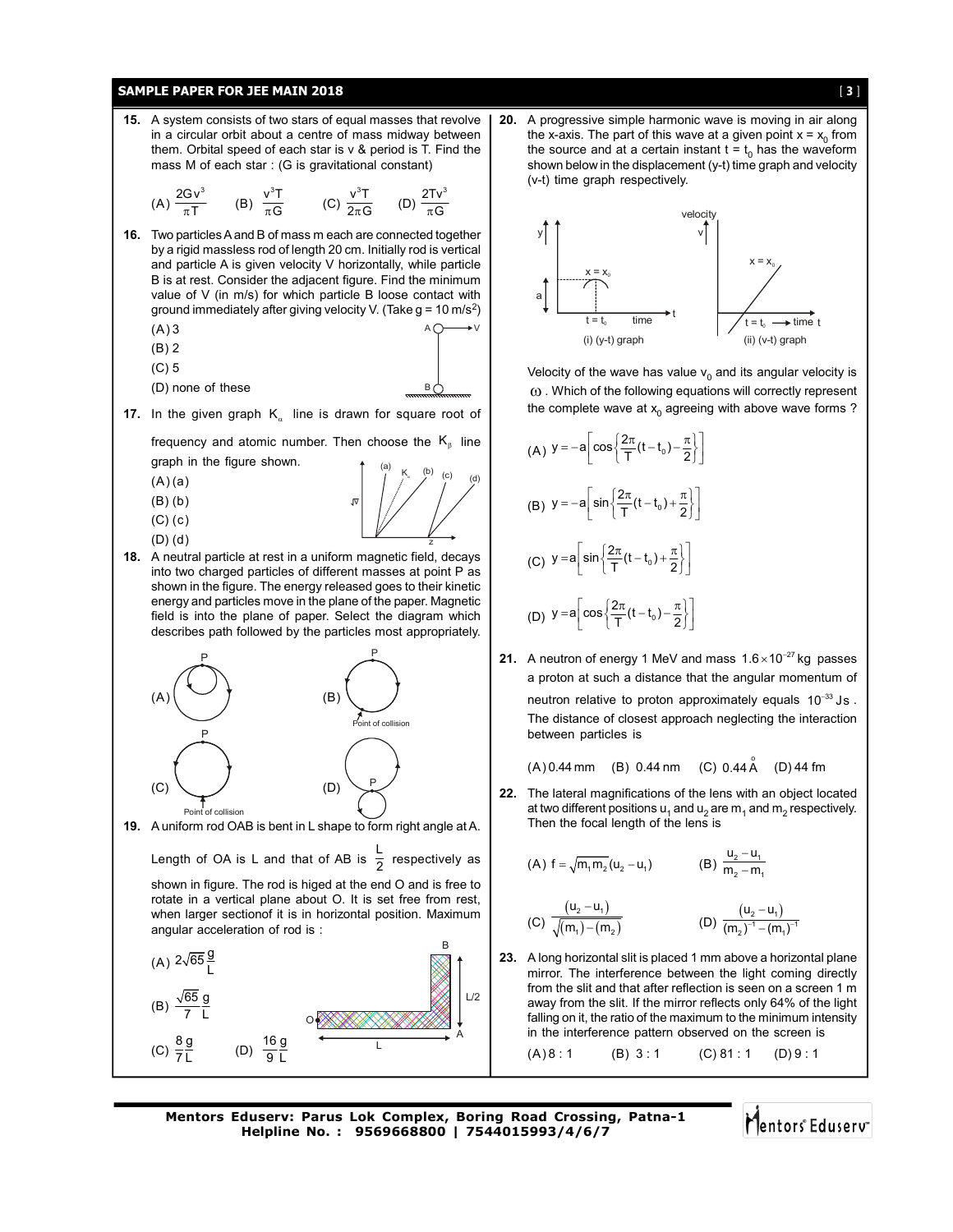**15.** A system consists of two stars of equal masses that revolve in a circular orbit about a centre of mass midway between them. Orbital speed of each star is v & period is T. Find the mass M of each star : (G is gravitational constant)

(A) $\frac{2Gv^3}{\pi T}$ (B) $\frac{v^3T}{\pi G}$ (C) $\frac{v^3T}{2\pi G}$ (D) $\frac{2Tv^3}{\pi G}$

**16.** Two particles A and B of mass m each are connected together by a rigid massless rod of length 20 cm. Initially rod is vertical and particle A is given velocity V horizontally, while particle B is at rest. Consider the adjacent figure. Find the minimum value of V (in m/s) for which particle B loose contact with ground immediately after giving velocity V. (Take g = 10 m/s$^2$)

(A) 3

(B) 2

(C) 5

(D) none of these

**17.** In the given graph $K_\alpha$ line is drawn for square root of frequency and atomic number. Then choose the $K_\beta$ line graph in the figure shown.

(A) (a)

(B) (b)

(C) (c)

(D) (d)

**18.** A neutral particle at rest in a uniform magnetic field, decays into two charged particles of different masses at point P as shown in the figure. The energy released goes to their kinetic energy and particles move in the plane of the paper. Magnetic field is into the plane of paper. Select the diagram which describes path followed by the particles most appropriately.

(A) (B) Point of collision (C) Point of collision (D)

**19.** A uniform rod OAB is bent in L shape to form right angle at A. Length of OA is L and that of AB is $\frac{L}{2}$ respectively as shown in figure. The rod is higed at the end O and is free to rotate in a vertical plane about O. It is set free from rest, when larger sectionof it is in horizontal position. Maximum angular acceleration of rod is :

(A) $2\sqrt{65}\frac{g}{L}$

(B) $\frac{\sqrt{65}}{7}\frac{g}{L}$

(C) $\frac{8}{7}\frac{g}{L}$ (D) $\frac{16}{9}\frac{g}{L}$

**20.** A progressive simple harmonic wave is moving in air along the x-axis. The part of this wave at a given point $x = x_0$ from the source and at a certain instant $t = t_0$ has the waveform shown below in the displacement (y-t) time graph and velocity (v-t) time graph respectively.

(i) (y-t) graph (ii) (v-t) graph

Velocity of the wave has value $v_0$ and its angular velocity is $\omega$ . Which of the following equations will correctly represent the complete wave at $x_0$ agreeing with above wave forms ?

(A) $y = -a\left[\cos\left\{\frac{2\pi}{T}(t - t_0) - \frac{\pi}{2}\right\}\right]$

(B) $y = -a\left[\sin\left\{\frac{2\pi}{T}(t - t_0) + \frac{\pi}{2}\right\}\right]$

(C) $y = a\left[\sin\left\{\frac{2\pi}{T}(t - t_0) + \frac{\pi}{2}\right\}\right]$

(D) $y = a\left[\cos\left\{\frac{2\pi}{T}(t - t_0) - \frac{\pi}{2}\right\}\right]$

**21.** A neutron of energy 1 MeV and mass $1.6 \times 10^{-27}$ kg passes a proton at such a distance that the angular momentum of neutron relative to proton approximately equals $10^{-33}$ Js . The distance of closest approach neglecting the interaction between particles is

(A) 0.44 mm (B) 0.44 nm (C) 0.44 Å (D) 44 fm

**22.** The lateral magnifications of the lens with an object located at two different positions $u_1$ and $u_2$ are $m_1$ and $m_2$ respectively. Then the focal length of the lens is

(A) $f = \sqrt{m_1 m_2}(u_2 - u_1)$ (B) $\frac{u_2 - u_1}{m_2 - m_1}$

(C) $\frac{(u_2 - u_1)}{\sqrt{(m_1) - (m_2)}}$ (D) $\frac{(u_2 - u_1)}{(m_2)^{-1} - (m_1)^{-1}}$

**23.** A long horizontal slit is placed 1 mm above a horizontal plane mirror. The interference between the light coming directly from the slit and that after reflection is seen on a screen 1 m away from the slit. If the mirror reflects only 64% of the light falling on it, the ratio of the maximum to the minimum intensity in the interference pattern observed on the screen is

(A) 8 : 1 (B) 3 : 1 (C) 81 : 1 (D) 9 : 1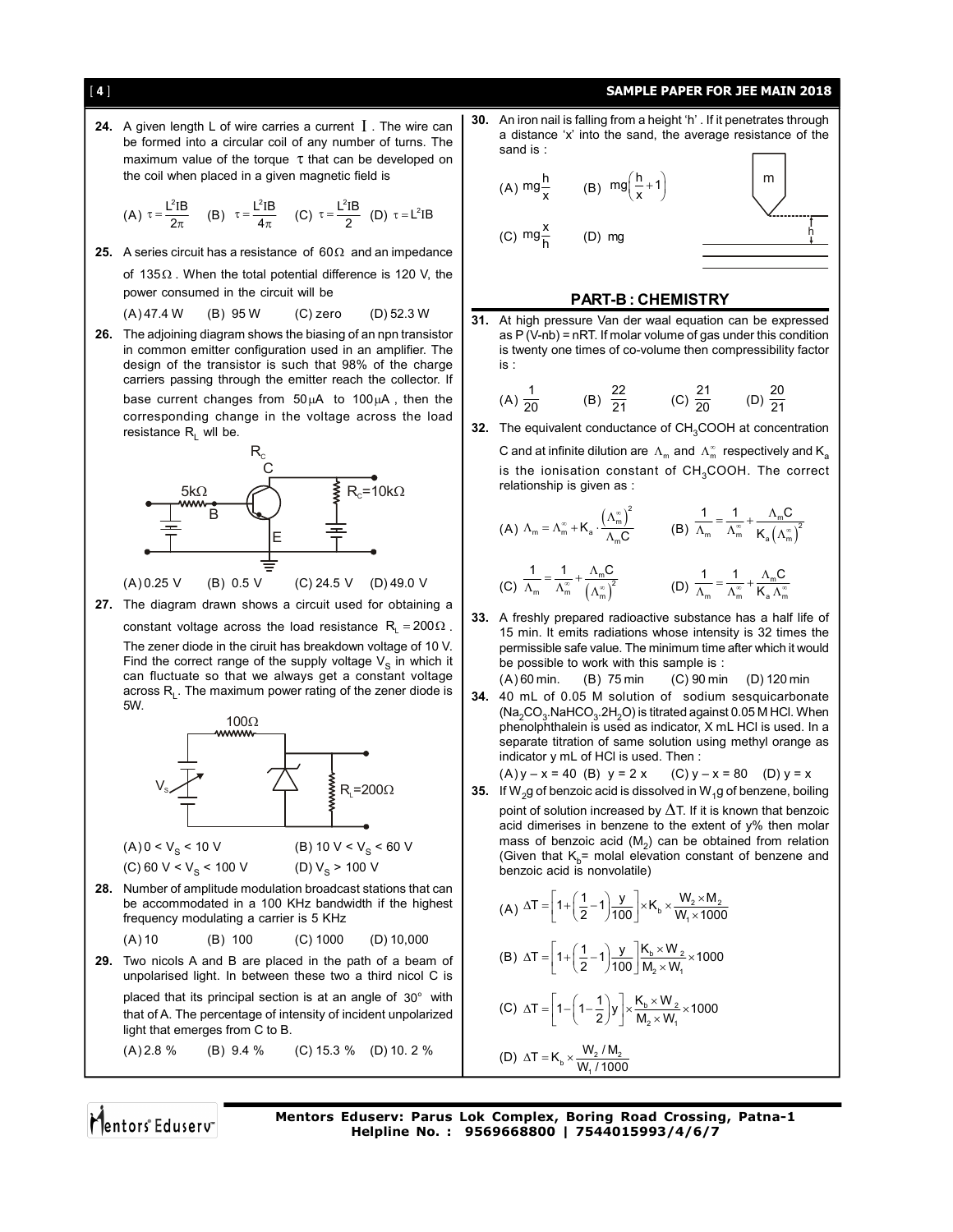**24.** A given length L of wire carries a current $I$. The wire can be formed into a circular coil of any number of turns. The maximum value of the torque $\tau$ that can be developed on the coil when placed in a given magnetic field is

(A) $\tau = \frac{L^2IB}{2\pi}$ (B) $\tau = \frac{L^2IB}{4\pi}$ (C) $\tau = \frac{L^2IB}{2}$ (D) $\tau = L^2IB$

**25.** A series circuit has a resistance of $60\Omega$ and an impedance of $135\Omega$. When the total potential difference is 120 V, the power consumed in the circuit will be

(A) 47.4 W (B) 95 W (C) zero (D) 52.3 W

**26.** The adjoining diagram shows the biasing of an npn transistor in common emitter configuration used in an amplifier. The design of the transistor is such that 98% of the charge carriers passing through the emitter reach the collector. If base current changes from $50\mu A$ to $100\mu A$, then the corresponding change in the voltage across the load resistance $R_L$ wll be.

$R_C$, C, $5k\Omega$, B, E, $R_C=10k\Omega$

(A) 0.25 V (B) 0.5 V (C) 24.5 V (D) 49.0 V

**27.** The diagram drawn shows a circuit used for obtaining a constant voltage across the load resistance $R_L = 200\Omega$. The zener diode in the ciruit has breakdown voltage of 10 V. Find the correct range of the supply voltage $V_S$ in which it can fluctuate so that we always get a constant voltage across $R_L$. The maximum power rating of the zener diode is 5W.

$100\Omega$, $V_S$, $R_L=200\Omega$

(A) $0 < V_S < 10$ V (B) $10$ V $< V_S < 60$ V
(C) $60$ V $< V_S < 100$ V (D) $V_S > 100$ V

**28.** Number of amplitude modulation broadcast stations that can be accommodated in a 100 KHz bandwidth if the highest frequency modulating a carrier is 5 KHz

(A) 10 (B) 100 (C) 1000 (D) 10,000

**29.** Two nicols A and B are placed in the path of a beam of unpolarised light. In between these two a third nicol C is placed that its principal section is at an angle of $30^\circ$ with that of A. The percentage of intensity of incident unpolarized light that emerges from C to B.

(A) 2.8 % (B) 9.4 % (C) 15.3 % (D) 10. 2 %

**30.** An iron nail is falling from a height 'h'. If it penetrates through a distance 'x' into the sand, the average resistance of the sand is :

(A) $mg\frac{h}{x}$ (B) $mg\left(\frac{h}{x}+1\right)$
(C) $mg\frac{x}{h}$ (D) mg

## PART-B : CHEMISTRY

**31.** At high pressure Van der waal equation can be expressed as P (V-nb) = nRT. If molar volume of gas under this condition is twenty one times of co-volume then compressibility factor is :

(A) $\frac{1}{20}$ (B) $\frac{22}{21}$ (C) $\frac{21}{20}$ (D) $\frac{20}{21}$

**32.** The equivalent conductance of $CH_3COOH$ at concentration C and at infinite dilution are $\Lambda_m$ and $\Lambda_m^\infty$ respectively and $K_a$ is the ionisation constant of $CH_3COOH$. The correct relationship is given as :

(A) $\Lambda_m = \Lambda_m^\infty + K_a \cdot \frac{(\Lambda_m^\infty)^2}{\Lambda_m C}$ (B) $\frac{1}{\Lambda_m} = \frac{1}{\Lambda_m^\infty} + \frac{\Lambda_m C}{K_a(\Lambda_m^\infty)^2}$

(C) $\frac{1}{\Lambda_m} = \frac{1}{\Lambda_m^\infty} + \frac{\Lambda_m C}{(\Lambda_m^\infty)^2}$ (D) $\frac{1}{\Lambda_m} = \frac{1}{\Lambda_m^\infty} + \frac{\Lambda_m C}{K_a \Lambda_m^\infty}$

**33.** A freshly prepared radioactive substance has a half life of 15 min. It emits radiations whose intensity is 32 times the permissible safe value. The minimum time after which it would be possible to work with this sample is :

(A) 60 min. (B) 75 min (C) 90 min (D) 120 min

**34.** 40 mL of 0.05 M solution of sodium sesquicarbonate ($Na_2CO_3.NaHCO_3.2H_2O$) is titrated against 0.05 M HCl. When phenolphthalein is used as indicator, X mL HCl is used. In a separate titration of same solution using methyl orange as indicator y mL of HCl is used. Then :

(A) y – x = 40 (B) y = 2 x (C) y – x = 80 (D) y = x

**35.** If $W_2$g of benzoic acid is dissolved in $W_1$g of benzene, boiling point of solution increased by $\Delta T$. If it is known that benzoic acid dimerises in benzene to the extent of y% then molar mass of benzoic acid ($M_2$) can be obtained from relation (Given that $K_b$= molal elevation constant of benzene and benzoic acid is nonvolatile)

(A) $\Delta T = \left[1+\left(\frac{1}{2}-1\right)\frac{y}{100}\right] \times K_b \times \frac{W_2 \times M_2}{W_1 \times 1000}$

(B) $\Delta T = \left[1+\left(\frac{1}{2}-1\right)\frac{y}{100}\right] \frac{K_b \times W_2}{M_2 \times W_1} \times 1000$

(C) $\Delta T = \left[1-\left(1-\frac{1}{2}\right)y\right] \times \frac{K_b \times W_2}{M_2 \times W_1} \times 1000$

(D) $\Delta T = K_b \times \frac{W_2 / M_2}{W_1 / 1000}$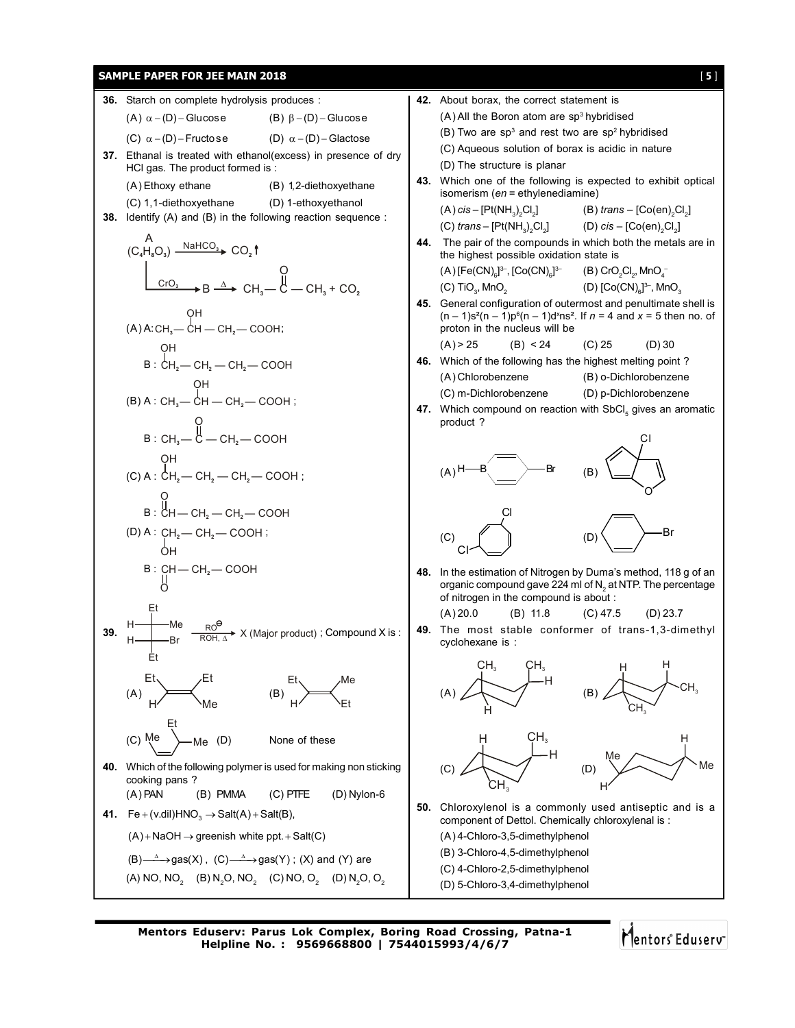**36.** Starch on complete hydrolysis produces :

(A) $\alpha-(D)-$Glucose (B) $\beta-(D)-$Glucose

(C) $\alpha-(D)-$Fructose (D) $\alpha-(D)-$Glactose

**37.** Ethanal is treated with ethanol(excess) in presence of dry HCl gas. The product formed is :

(A) Ethoxy ethane (B) 1,2-diethoxyethane

(C) 1,1-diethoxyethane (D) 1-ethoxyethanol

**38.** Identify (A) and (B) in the following reaction sequence :

A $(C_4H_8O_3) \xrightarrow{NaHCO_3} CO_2\uparrow$

A $\xrightarrow{CrO_3}$ B $\xrightarrow{\Delta}$ $CH_3-\overset{O}{\overset{\|}{C}}-CH_3 + CO_2$

(A) A: $CH_3-\overset{OH}{\overset{|}{C}H}-CH_2-COOH$; B : $\overset{OH}{\overset{|}{C}H_2}-CH_2-CH_2-COOH$

(B) A : $CH_3-\overset{OH}{\overset{|}{C}H}-CH_2-COOH$ ; B : $CH_3-\overset{O}{\overset{\|}{C}}-CH_2-COOH$

(C) A : $\overset{OH}{\overset{|}{C}H_2}-CH_2-CH_2-COOH$ ; B : $\overset{O}{\overset{\|}{C}H}-CH_2-CH_2-COOH$

(D) A : $\underset{OH}{\underset{|}{C}H_2}-CH_2-COOH$ ; B : $\underset{O}{\underset{\|}{C}H}-CH_2-COOH$

**39.** [Fischer projection: Et (top), H—C—Me, H—C—Br, Et (bottom)] $\xrightarrow[ROH,\ \Delta]{RO^{\ominus}}$ X (Major product) ; Compound X is :

(A) Et(H)C=C(Et)(Me) [Et and Et cis; H and Me]

(B) Et(H)C=C(Me)(Et) [Et and Me cis; H and Et]

(C) [skeletal structure: Me–CH=CH–CH(Et)–Me]

(D) None of these

**40.** Which of the following polymer is used for making non sticking cooking pans ?

(A) PAN (B) PMMA (C) PTFE (D) Nylon-6

**41.** $Fe + (v.dil)HNO_3 \rightarrow Salt(A) + Salt(B),$

$(A) + NaOH \rightarrow$ greenish white ppt. + Salt(C)

$(B) \xrightarrow{\Delta} gas(X)$ , $(C) \xrightarrow{\Delta} gas(Y)$ ; (X) and (Y) are

(A) NO, $NO_2$ (B) $N_2O$, $NO_2$ (C) NO, $O_2$ (D) $N_2O$, $O_2$

**42.** About borax, the correct statement is

(A) All the Boron atom are $sp^3$ hybridised

(B) Two are $sp^3$ and rest two are $sp^2$ hybridised

(C) Aqueous solution of borax is acidic in nature

(D) The structure is planar

**43.** Which one of the following is expected to exhibit optical isomerism (*en* = ethylenediamine)

(A) *cis* – $[Pt(NH_3)_2Cl_2]$ (B) *trans* – $[Co(en)_2Cl_2]$

(C) *trans* – $[Pt(NH_3)_2Cl_2]$ (D) *cis* – $[Co(en)_2Cl_2]$

**44.** The pair of the compounds in which both the metals are in the highest possible oxidation state is

(A) $[Fe(CN)_6]^{3-}$, $[Co(CN)_6]^{3-}$ (B) $CrO_2Cl_2$, $MnO_4^-$

(C) $TiO_3$, $MnO_2$ (D) $[Co(CN)_6]^{3-}$, $MnO_3$

**45.** General configuration of outermost and penultimate shell is $(n-1)s^2(n-1)p^6(n-1)d^xns^2$. If $n = 4$ and $x = 5$ then no. of proton in the nucleus will be

(A) > 25 (B) < 24 (C) 25 (D) 30

**46.** Which of the following has the highest melting point ?

(A) Chlorobenzene (B) o-Dichlorobenzene

(C) m-Dichlorobenzene (D) p-Dichlorobenzene

**47.** Which compound on reaction with $SbCl_5$ gives an aromatic product ?

(A) [H–B in a six-membered ring with Br at the para carbon] (B) [bicyclic cyclopentadiene fused with furan ring, Cl at ring junction]

(C) [cyclooctatetraene with two Cl substituents] (D) [cyclohexadiene with Br at sp³ carbon]

**48.** In the estimation of Nitrogen by Duma's method, 118 g of an organic compound gave 224 ml of $N_2$ at NTP. The percentage of nitrogen in the compound is about :

(A) 20.0 (B) 11.8 (C) 47.5 (D) 23.7

**49.** The most stable conformer of trans-1,3-dimethyl cyclohexane is :

(A) [chair conformer with two axial $CH_3$ groups] (B) [chair conformer with one equatorial $CH_3$ and one axial $CH_3$]

(C) [chair conformer with one axial $CH_3$ up and one axial $CH_3$ down] (D) [chair conformer with both Me equatorial]

**50.** Chloroxylenol is a commonly used antiseptic and is a component of Dettol. Chemically chloroxylenal is :

(A) 4-Chloro-3,5-dimethylphenol

(B) 3-Chloro-4,5-dimethylphenol

(C) 4-Chloro-2,5-dimethylphenol

(D) 5-Chloro-3,4-dimethylphenol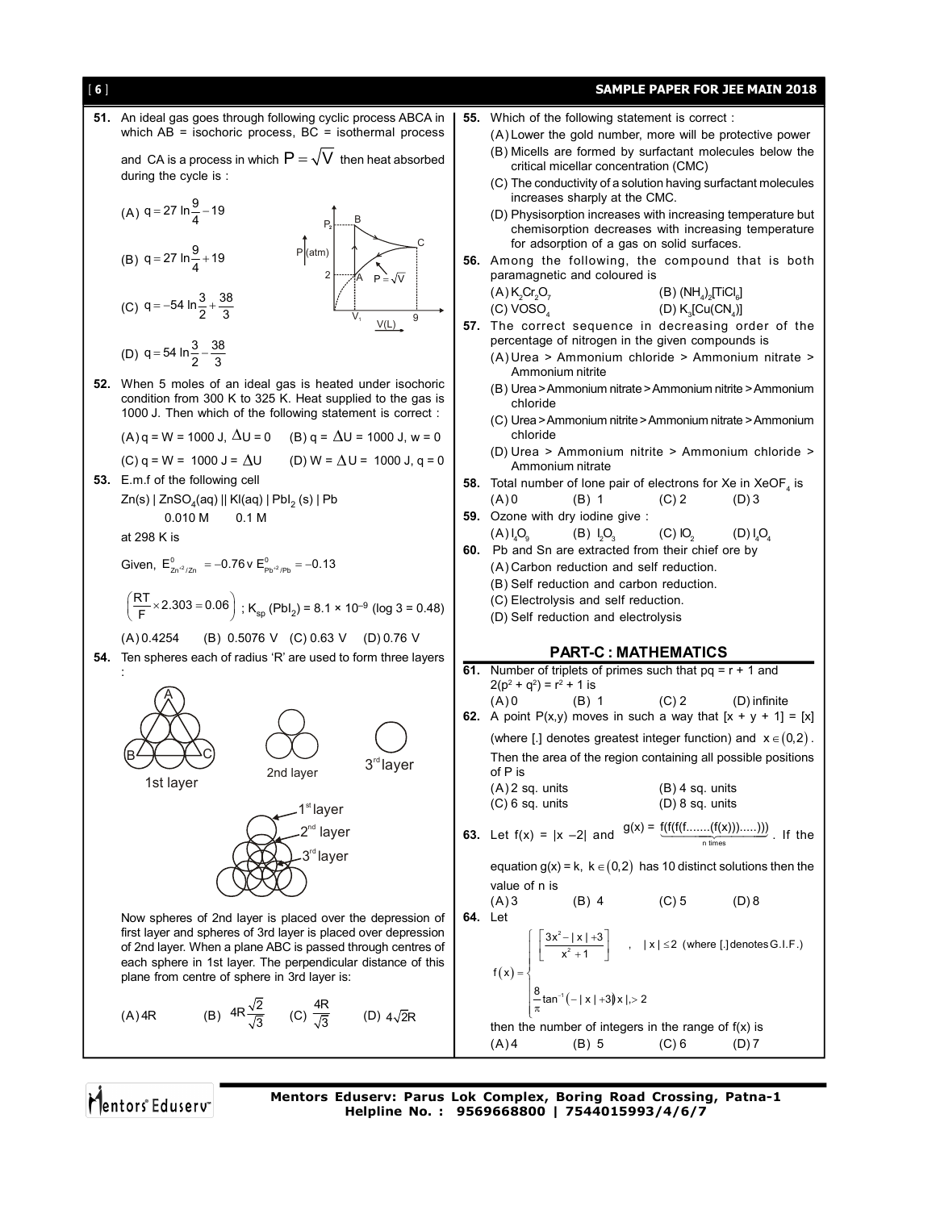**51.** An ideal gas goes through following cyclic process ABCA in which AB = isochoric process, BC = isothermal process and CA is a process in which $P = \sqrt{V}$ then heat absorbed during the cycle is :

(A) $q = 27 \ln\frac{9}{4} - 19$

(B) $q = 27 \ln\frac{9}{4} + 19$

(C) $q = -54 \ln\frac{3}{2} + \frac{38}{3}$

(D) $q = 54 \ln\frac{3}{2} - \frac{38}{3}$

**52.** When 5 moles of an ideal gas is heated under isochoric condition from 300 K to 325 K. Heat supplied to the gas is 1000 J. Then which of the following statement is correct :

(A) q = W = 1000 J, $\Delta U = 0$ (B) q = $\Delta U$ = 1000 J, w = 0

(C) q = W = 1000 J = $\Delta U$ (D) W = $\Delta U$ = 1000 J, q = 0

**53.** E.m.f of the following cell

$Zn(s) \mid ZnSO_4(aq) \parallel KI(aq) \mid PbI_2(s) \mid Pb$

0.010 M 0.1 M

at 298 K is

Given, $E^0_{Zn^{+2}/Zn} = -0.76\,v$ $E^0_{Pb^{+2}/Pb} = -0.13$

$\left(\frac{RT}{F} \times 2.303 = 0.06\right)$ ; $K_{sp}(PbI_2) = 8.1 \times 10^{-9}$ (log 3 = 0.48)

(A) 0.4254 (B) 0.5076 V (C) 0.63 V (D) 0.76 V

**54.** Ten spheres each of radius 'R' are used to form three layers :

Now spheres of 2nd layer is placed over the depression of first layer and spheres of 3rd layer is placed over depression of 2nd layer. When a plane ABC is passed through centres of each sphere in 1st layer. The perpendicular distance of this plane from centre of sphere in 3rd layer is:

(A) 4R (B) $4R\frac{\sqrt{2}}{\sqrt{3}}$ (C) $\frac{4R}{\sqrt{3}}$ (D) $4\sqrt{2}R$

**55.** Which of the following statement is correct :

(A) Lower the gold number, more will be protective power

(B) Micells are formed by surfactant molecules below the critical micellar concentration (CMC)

(C) The conductivity of a solution having surfactant molecules increases sharply at the CMC.

(D) Physisorption increases with increasing temperature but chemisorption decreases with increasing temperature for adsorption of a gas on solid surfaces.

**56.** Among the following, the compound that is both paramagnetic and coloured is

(A) $K_2Cr_2O_7$ (B) $(NH_4)_2[TiCl_6]$

(C) $VOSO_4$ (D) $K_3[Cu(CN_4)]$

**57.** The correct sequence in decreasing order of the percentage of nitrogen in the given compounds is

(A) Urea > Ammonium chloride > Ammonium nitrate > Ammonium nitrite

(B) Urea > Ammonium nitrate > Ammonium nitrite > Ammonium chloride

(C) Urea > Ammonium nitrite > Ammonium nitrate > Ammonium chloride

(D) Urea > Ammonium nitrite > Ammonium chloride > Ammonium nitrate

**58.** Total number of lone pair of electrons for Xe in $XeOF_4$ is

(A) 0 (B) 1 (C) 2 (D) 3

**59.** Ozone with dry iodine give :

(A) $I_4O_9$ (B) $I_2O_3$ (C) $IO_2$ (D) $I_4O_4$

**60.** Pb and Sn are extracted from their chief ore by

(A) Carbon reduction and self reduction.

(B) Self reduction and carbon reduction.

(C) Electrolysis and self reduction.

(D) Self reduction and electrolysis

## PART-C : MATHEMATICS

**61.** Number of triplets of primes such that pq = r + 1 and $2(p^2 + q^2) = r^2 + 1$ is

(A) 0 (B) 1 (C) 2 (D) infinite

**62.** A point P(x,y) moves in such a way that [x + y + 1] = [x] (where [.] denotes greatest integer function) and $x \in (0,2)$. Then the area of the region containing all possible positions of P is

(A) 2 sq. units (B) 4 sq. units

(C) 6 sq. units (D) 8 sq. units

**63.** Let f(x) = |x –2| and $g(x) = \underbrace{f(f(f(f.......(f(x))).....)))}_{n\ times}$. If the equation g(x) = k, $k \in (0,2)$ has 10 distinct solutions then the value of n is

(A) 3 (B) 4 (C) 5 (D) 8

**64.** Let

$$f(x) = \begin{cases} \left[\dfrac{3x^2 - |x| + 3}{x^2 + 1}\right] & , \ |x| \le 2 \text{ (where [.] denotes G.I.F.)} \\ \dfrac{8}{\pi}\tan^{-1}\left(-|x| + 3\right) & , |x| > 2 \end{cases}$$

then the number of integers in the range of f(x) is

(A) 4 (B) 5 (C) 6 (D) 7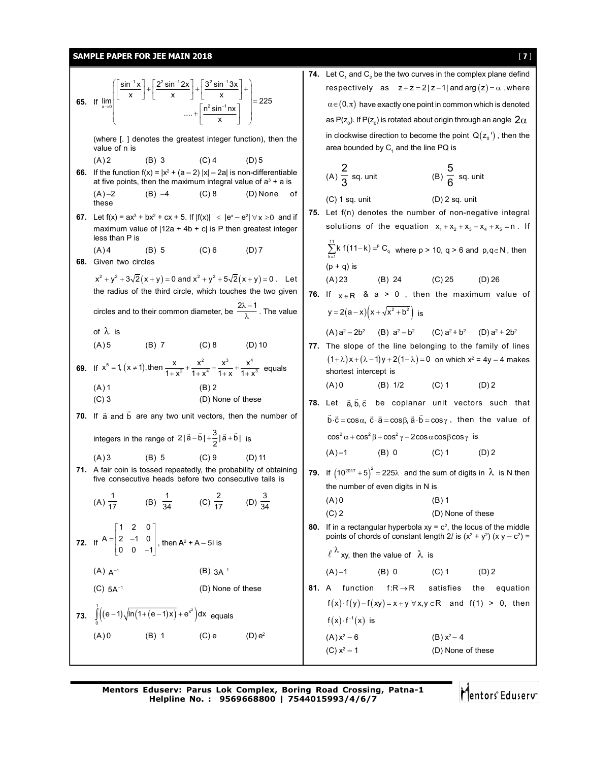**65.** If $\lim_{x\to 0}\left(\left[\frac{\sin^{-1}x}{x}\right]+\left[\frac{2^2\sin^{-1}2x}{x}\right]+\left[\frac{3^2\sin^{-1}3x}{x}\right]+ \\ ....+\left[\frac{n^2\sin^{-1}nx}{x}\right]\right)=225$

(where [. ] denotes the greatest integer function), then the value of n is

(A) 2 (B) 3 (C) 4 (D) 5

**66.** If the function $f(x) = |x^2 + (a-2)|x| - 2a|$ is non-differentiable at five points, then the maximum integral value of $a^3 + a$ is

(A) –2 (B) –4 (C) 8 (D) None of these

**67.** Let $f(x) = ax^3 + bx^2 + cx + 5$. If $|f(x)| \le |e^x - e^2|\ \forall x \ge 0$ and if maximum value of $|12a + 4b + c|$ is P then greatest integer less than P is

(A) 4 (B) 5 (C) 6 (D) 7

**68.** Given two circles

$x^2+y^2+3\sqrt{2}(x+y)=0$ and $x^2+y^2+5\sqrt{2}(x+y)=0$. Let the radius of the third circle, which touches the two given circles and to their common diameter, be $\frac{2\lambda-1}{\lambda}$. The value of $\lambda$ is

(A) 5 (B) 7 (C) 8 (D) 10

**69.** If $x^5=1, (x\ne 1)$, then $\frac{x}{1+x^2}+\frac{x^2}{1+x^4}+\frac{x^3}{1+x}+\frac{x^4}{1+x^3}$ equals

(A) 1 (B) 2

(C) 3 (D) None of these

**70.** If $\vec{a}$ and $\vec{b}$ are any two unit vectors, then the number of integers in the range of $2|\vec{a}-\vec{b}|+\frac{3}{2}|\vec{a}+\vec{b}|$ is

(A) 3 (B) 5 (C) 9 (D) 11

**71.** A fair coin is tossed repeatedly, the probability of obtaining five consecutive heads before two consecutive tails is

(A) $\frac{1}{17}$ (B) $\frac{1}{34}$ (C) $\frac{2}{17}$ (D) $\frac{3}{34}$

**72.** If $A=\begin{bmatrix}1 & 2 & 0\\ 2 & -1 & 0\\ 0 & 0 & -1\end{bmatrix}$, then $A^2 + A - 5I$ is

(A) $A^{-1}$ (B) $3A^{-1}$

(C) $5A^{-1}$ (D) None of these

**73.** $\int_0^1\left((e-1)\sqrt{\ln(1+(e-1)x)}+e^{x^2}\right)dx$ equals

(A) 0 (B) 1 (C) e (D) $e^2$

**74.** Let $C_1$ and $C_2$ be the two curves in the complex plane defind respectively as $z+\bar{z}=2|z-1|$ and $\arg(z)=\alpha$, where $\alpha\in(0,\pi)$ have exactly one point in common which is denoted as $P(z_0)$. If $P(z_0)$ is rotated about origin through an angle $2\alpha$ in clockwise direction to become the point $Q(z_0')$, then the area bounded by $C_1$ and the line PQ is

(A) $\frac{2}{3}$ sq. unit (B) $\frac{5}{6}$ sq. unit

(C) 1 sq. unit (D) 2 sq. unit

**75.** Let f(n) denotes the number of non-negative integral solutions of the equation $x_1+x_2+x_3+x_4+x_5=n$. If $\sum_{k=1}^{11}k\,f(11-k)={}^{p}C_q$ where $p > 10$, $q > 6$ and $p,q\in N$, then (p + q) is

(A) 23 (B) 24 (C) 25 (D) 26

**76.** If $x\in R$ & $a > 0$, then the maximum value of $y=2(a-x)\left(x+\sqrt{x^2+b^2}\right)$ is

(A) $a^2 - 2b^2$ (B) $a^2 - b^2$ (C) $a^2 + b^2$ (D) $a^2 + 2b^2$

**77.** The slope of the line belonging to the family of lines $(1+\lambda)x+(\lambda-1)y+2(1-\lambda)=0$ on which $x^2 = 4y - 4$ makes shortest intercept is

(A) 0 (B) 1/2 (C) 1 (D) 2

**78.** Let $\vec{a},\vec{b},\vec{c}$ be coplanar unit vectors such that $\vec{b}\cdot\vec{c}=\cos\alpha,\ \vec{c}\cdot\vec{a}=\cos\beta,\ \vec{a}\cdot\vec{b}=\cos\gamma$, then the value of $\cos^2\alpha+\cos^2\beta+\cos^2\gamma-2\cos\alpha\cos\beta\cos\gamma$ is

(A) –1 (B) 0 (C) 1 (D) 2

**79.** If $\left(10^{2017}+5\right)^2=225\lambda$ and the sum of digits in $\lambda$ is N then the number of even digits in N is

(A) 0 (B) 1

(C) 2 (D) None of these

**80.** If in a rectangular hyperbola $xy = c^2$, the locus of the middle points of chords of constant length $2l$ is $(x^2 + y^2)(xy - c^2) = l^{\lambda}xy$, then the value of $\lambda$ is

(A) –1 (B) 0 (C) 1 (D) 2

**81.** A function $f:R\to R$ satisfies the equation $f(x)\cdot f(y)-f(xy)=x+y\ \forall x,y\in R$ and $f(1) > 0$, then $f(x)\cdot f^{-1}(x)$ is

(A) $x^2 - 6$ (B) $x^2 - 4$

(C) $x^2 - 1$ (D) None of these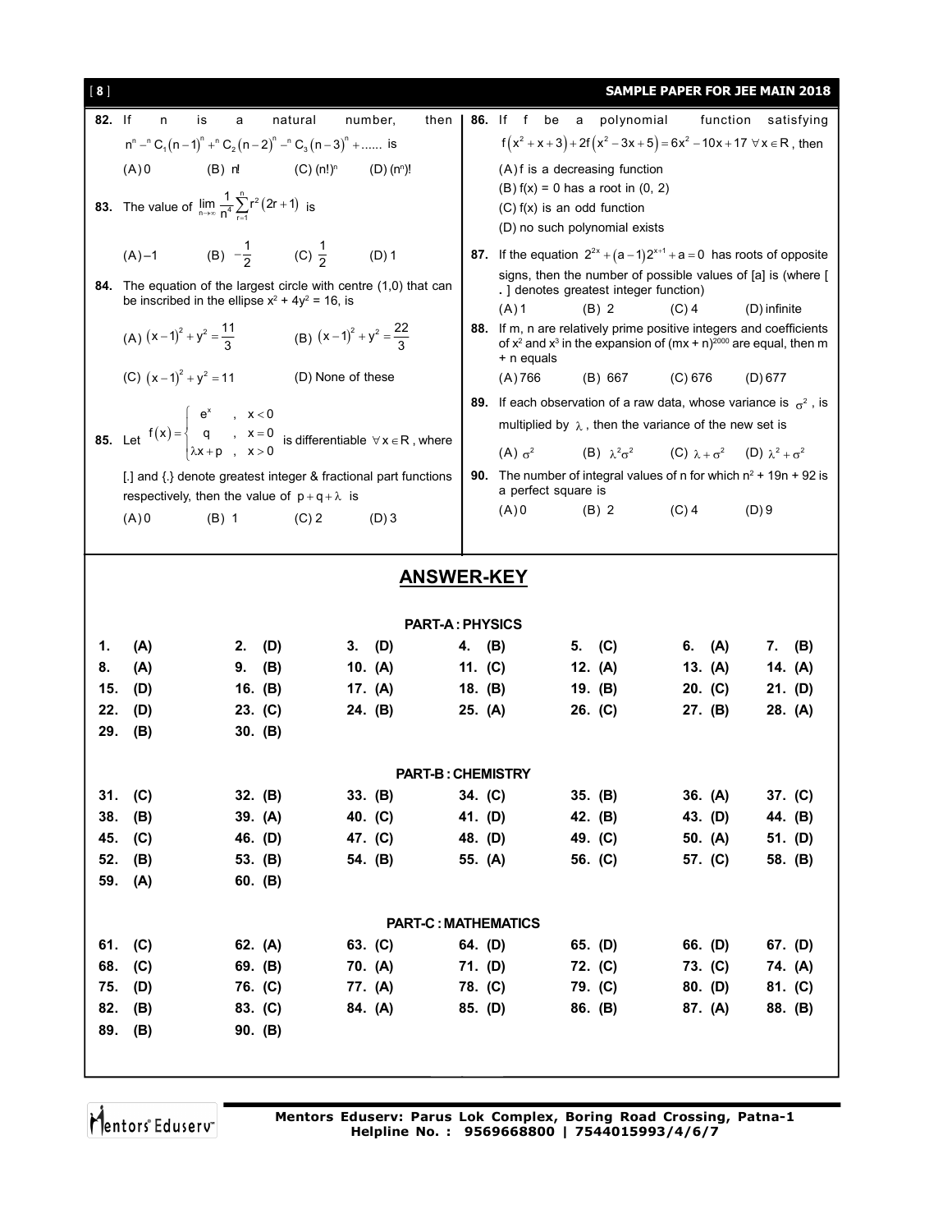**82.** If n is a natural number, then $n^n - {}^nC_1(n-1)^n + {}^nC_2(n-2)^n - {}^nC_3(n-3)^n + ......$ is

(A) 0 (B) n! (C) $(n!)^n$ (D) $(n^n)!$

**83.** The value of $\lim\limits_{n\to\infty} \frac{1}{n^4}\sum_{r=1}^{n} r^2(2r+1)$ is

(A) –1 (B) $-\frac{1}{2}$ (C) $\frac{1}{2}$ (D) 1

**84.** The equation of the largest circle with centre (1,0) that can be inscribed in the ellipse $x^2 + 4y^2 = 16$, is

(A) $(x-1)^2 + y^2 = \frac{11}{3}$ (B) $(x-1)^2 + y^2 = \frac{22}{3}$

(C) $(x-1)^2 + y^2 = 11$ (D) None of these

**85.** Let $f(x) = \begin{cases} e^x & , x<0 \\ q & , x=0 \\ \lambda x + p & , x>0 \end{cases}$ is differentiable $\forall x \in R$, where [.] and {.} denote greatest integer & fractional part functions respectively, then the value of $p + q + \lambda$ is

(A) 0 (B) 1 (C) 2 (D) 3

**86.** If f be a polynomial function satisfying $f(x^2+x+3) + 2f(x^2-3x+5) = 6x^2 - 10x + 17 \ \forall x \in R$, then

(A) f is a decreasing function

(B) f(x) = 0 has a root in (0, 2)

(C) f(x) is an odd function

(D) no such polynomial exists

**87.** If the equation $2^{2x} + (a-1)2^{x+1} + a = 0$ has roots of opposite signs, then the number of possible values of [a] is (where [ . ] denotes greatest integer function)

(A) 1 (B) 2 (C) 4 (D) infinite

**88.** If m, n are relatively prime positive integers and coefficients of $x^2$ and $x^3$ in the expansion of $(mx + n)^{2000}$ are equal, then m + n equals

(A) 766 (B) 667 (C) 676 (D) 677

**89.** If each observation of a raw data, whose variance is $\sigma^2$, is multiplied by $\lambda$, then the variance of the new set is

(A) $\sigma^2$ (B) $\lambda^2\sigma^2$ (C) $\lambda + \sigma^2$ (D) $\lambda^2 + \sigma^2$

**90.** The number of integral values of n for which $n^2 + 19n + 92$ is a perfect square is

(A) 0 (B) 2 (C) 4 (D) 9

## ANSWER-KEY

### PART-A : PHYSICS

| | | | | | | |
|---|---|---|---|---|---|---|
| 1. (A) | 2. (D) | 3. (D) | 4. (B) | 5. (C) | 6. (A) | 7. (B) |
| 8. (A) | 9. (B) | 10. (A) | 11. (C) | 12. (A) | 13. (A) | 14. (A) |
| 15. (D) | 16. (B) | 17. (A) | 18. (B) | 19. (B) | 20. (C) | 21. (D) |
| 22. (D) | 23. (C) | 24. (B) | 25. (A) | 26. (C) | 27. (B) | 28. (A) |
| 29. (B) | 30. (B) | | | | | |

### PART-B : CHEMISTRY

| | | | | | | |
|---|---|---|---|---|---|---|
| 31. (C) | 32. (B) | 33. (B) | 34. (C) | 35. (B) | 36. (A) | 37. (C) |
| 38. (B) | 39. (A) | 40. (C) | 41. (D) | 42. (B) | 43. (D) | 44. (B) |
| 45. (C) | 46. (D) | 47. (C) | 48. (D) | 49. (C) | 50. (A) | 51. (D) |
| 52. (B) | 53. (B) | 54. (B) | 55. (A) | 56. (C) | 57. (C) | 58. (B) |
| 59. (A) | 60. (B) | | | | | |

### PART-C : MATHEMATICS

| | | | | | | |
|---|---|---|---|---|---|---|
| 61. (C) | 62. (A) | 63. (C) | 64. (D) | 65. (D) | 66. (D) | 67. (D) |
| 68. (C) | 69. (B) | 70. (A) | 71. (D) | 72. (C) | 73. (C) | 74. (A) |
| 75. (D) | 76. (C) | 77. (A) | 78. (C) | 79. (C) | 80. (D) | 81. (C) |
| 82. (B) | 83. (C) | 84. (A) | 85. (D) | 86. (B) | 87. (A) | 88. (B) |
| 89. (B) | 90. (B) | | | | | |